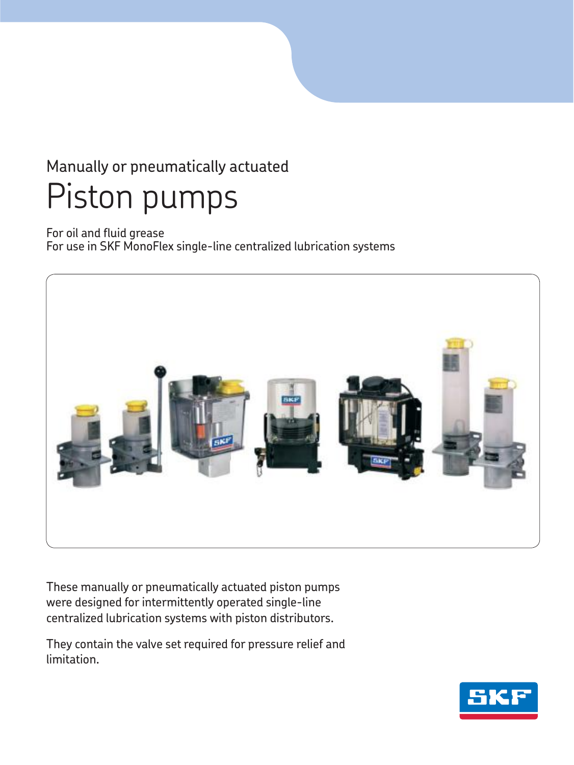Manually or pneumatically actuated

# Piston pumps

For oil and fluid grease
For use in SKF MonoFlex single-line centralized lubrication systems

These manually or pneumatically actuated piston pumps were designed for intermittently operated single-line centralized lubrication systems with piston distributors.

They contain the valve set required for pressure relief and limitation.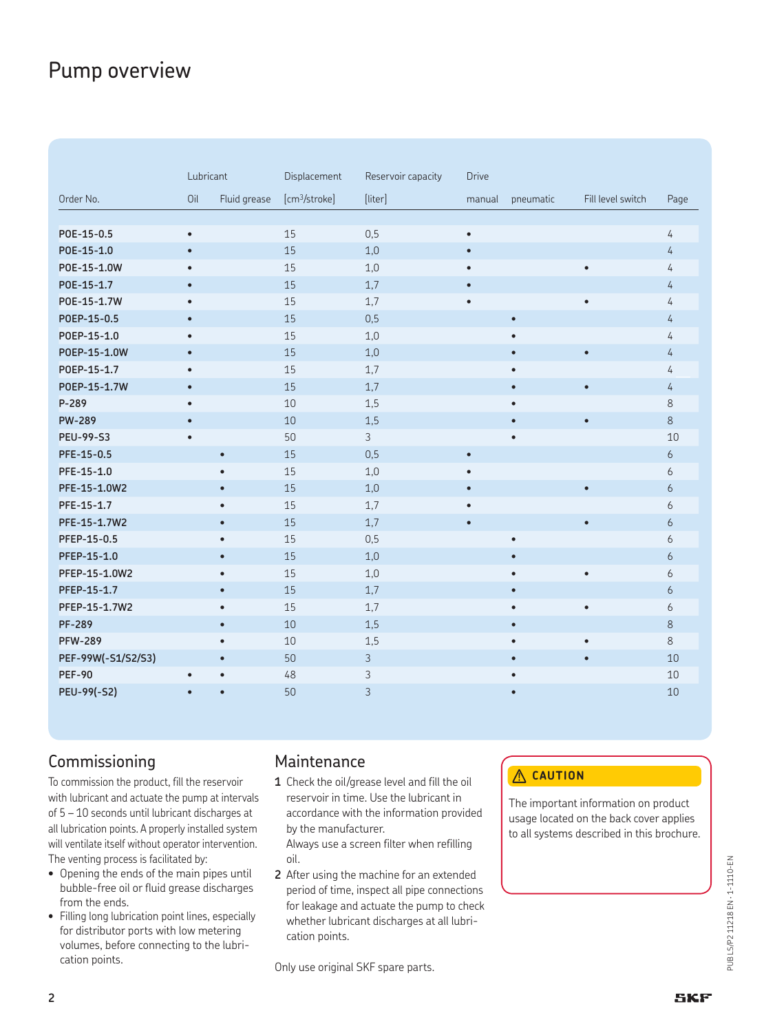# Pump overview

| Order No. | Lubricant | | Displacement | Reservoir capacity | Drive | | Fill level switch | Page |
|---|---|---|---|---|---|---|---|---|
| | Oil | Fluid grease | [cm³/stroke] | [liter] | manual | pneumatic | | |
| **POE-15-0.5** | • | | 15 | 0,5 | • | | | 4 |
| **POE-15-1.0** | • | | 15 | 1,0 | • | | | 4 |
| **POE-15-1.0W** | • | | 15 | 1,0 | • | | • | 4 |
| **POE-15-1.7** | • | | 15 | 1,7 | • | | | 4 |
| **POE-15-1.7W** | • | | 15 | 1,7 | • | | • | 4 |
| **POEP-15-0.5** | • | | 15 | 0,5 | | • | | 4 |
| **POEP-15-1.0** | • | | 15 | 1,0 | | • | | 4 |
| **POEP-15-1.0W** | • | | 15 | 1,0 | | • | • | 4 |
| **POEP-15-1.7** | • | | 15 | 1,7 | | • | | 4 |
| **POEP-15-1.7W** | • | | 15 | 1,7 | | • | • | 4 |
| **P-289** | • | | 10 | 1,5 | | • | | 8 |
| **PW-289** | • | | 10 | 1,5 | | • | • | 8 |
| **PEU-99-S3** | • | | 50 | 3 | | • | | 10 |
| **PFE-15-0.5** | | • | 15 | 0,5 | • | | | 6 |
| **PFE-15-1.0** | | • | 15 | 1,0 | • | | | 6 |
| **PFE-15-1.0W2** | | • | 15 | 1,0 | • | | • | 6 |
| **PFE-15-1.7** | | • | 15 | 1,7 | • | | | 6 |
| **PFE-15-1.7W2** | | • | 15 | 1,7 | • | | • | 6 |
| **PFEP-15-0.5** | | • | 15 | 0,5 | | • | | 6 |
| **PFEP-15-1.0** | | • | 15 | 1,0 | | • | | 6 |
| **PFEP-15-1.0W2** | | • | 15 | 1,0 | | • | • | 6 |
| **PFEP-15-1.7** | | • | 15 | 1,7 | | • | | 6 |
| **PFEP-15-1.7W2** | | • | 15 | 1,7 | | • | • | 6 |
| **PF-289** | | • | 10 | 1,5 | | • | | 8 |
| **PFW-289** | | • | 10 | 1,5 | | • | • | 8 |
| **PEF-99W(-S1/S2/S3)** | | • | 50 | 3 | | • | • | 10 |
| **PEF-90** | • | • | 48 | 3 | | • | | 10 |
| **PEU-99(-S2)** | • | • | 50 | 3 | | • | | 10 |

## Commissioning

To commission the product, fill the reservoir with lubricant and actuate the pump at intervals of 5 – 10 seconds until lubricant discharges at all lubrication points. A properly installed system will ventilate itself without operator intervention. The venting process is facilitated by:

- Opening the ends of the main pipes until bubble-free oil or fluid grease discharges from the ends.
- Filling long lubrication point lines, especially for distributor ports with low metering volumes, before connecting to the lubrication points.

## Maintenance

1. Check the oil/grease level and fill the oil reservoir in time. Use the lubricant in accordance with the information provided by the manufacturer. Always use a screen filter when refilling oil.
2. After using the machine for an extended period of time, inspect all pipe connections for leakage and actuate the pump to check whether lubricant discharges at all lubrication points.

Only use original SKF spare parts.

**⚠ CAUTION**

The important information on product usage located on the back cover applies to all systems described in this brochure.

PUB LS/P2 11218 EN · 1-1110-EN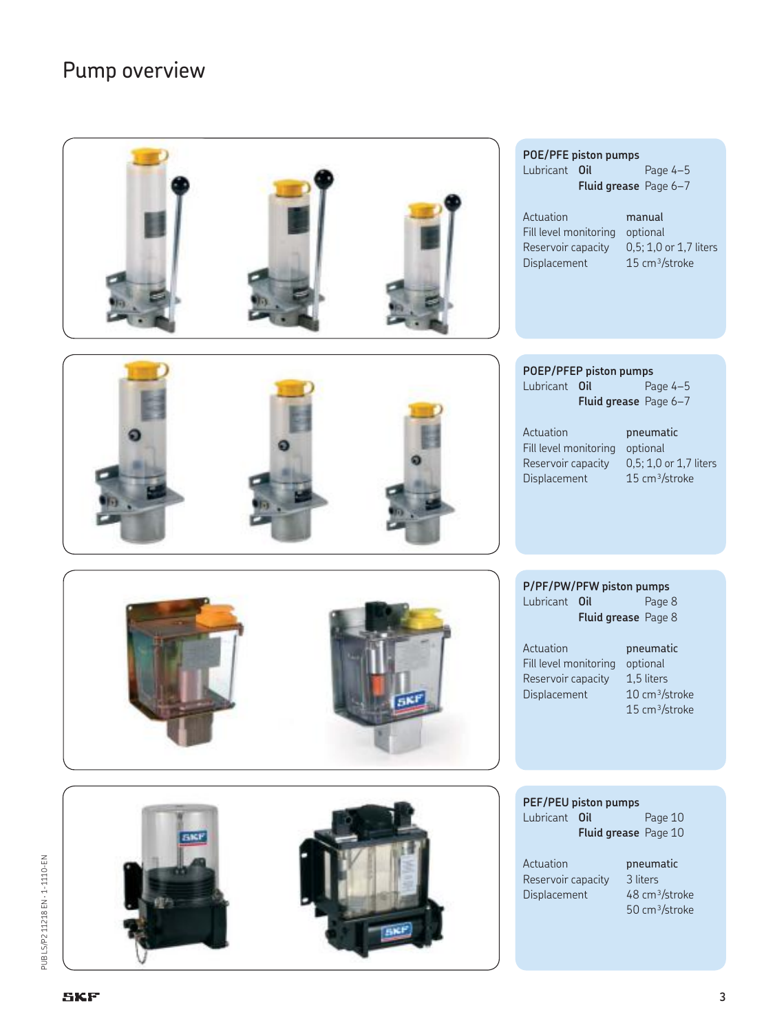# Pump overview

### POE/PFE piston pumps

| | | |
|---|---|---|
| Lubricant | **Oil** | Page 4–5 |
| | **Fluid grease** | Page 6–7 |

| | |
|---|---|
| Actuation | manual |
| Fill level monitoring | optional |
| Reservoir capacity | 0,5; 1,0 or 1,7 liters |
| Displacement | 15 $cm^3$/stroke |

### POEP/PFEP piston pumps

| | | |
|---|---|---|
| Lubricant | **Oil** | Page 4–5 |
| | **Fluid grease** | Page 6–7 |

| | |
|---|---|
| Actuation | pneumatic |
| Fill level monitoring | optional |
| Reservoir capacity | 0,5; 1,0 or 1,7 liters |
| Displacement | 15 $cm^3$/stroke |

### P/PF/PW/PFW piston pumps

| | | |
|---|---|---|
| Lubricant | **Oil** | Page 8 |
| | **Fluid grease** | Page 8 |

| | |
|---|---|
| Actuation | pneumatic |
| Fill level monitoring | optional |
| Reservoir capacity | 1,5 liters |
| Displacement | 10 $cm^3$/stroke |
| | 15 $cm^3$/stroke |

### PEF/PEU piston pumps

| | | |
|---|---|---|
| Lubricant | **Oil** | Page 10 |
| | **Fluid grease** | Page 10 |

| | |
|---|---|
| Actuation | pneumatic |
| Reservoir capacity | 3 liters |
| Displacement | 48 $cm^3$/stroke |
| | 50 $cm^3$/stroke |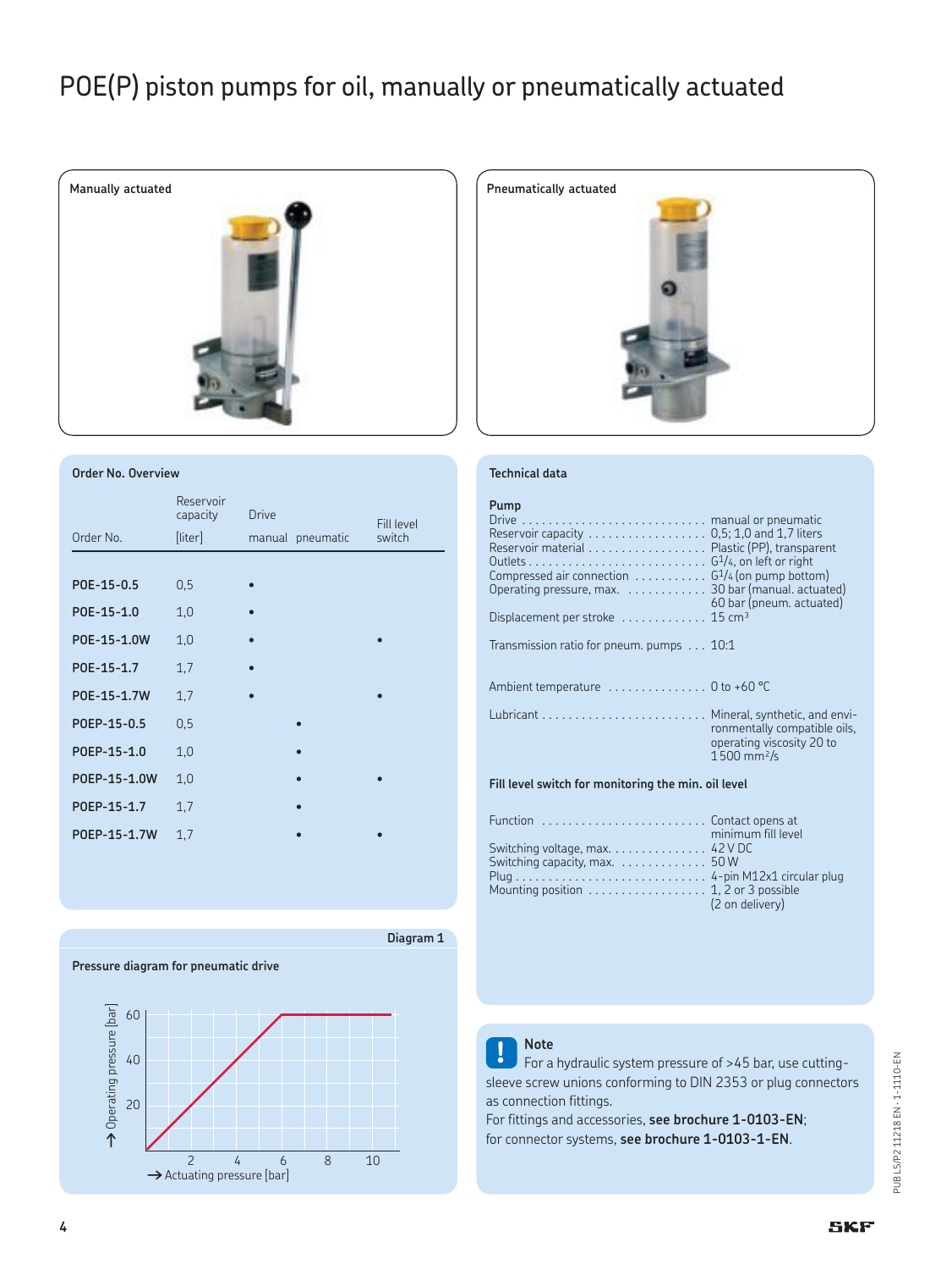# POE(P) piston pumps for oil, manually or pneumatically actuated

Manually actuated

Pneumatically actuated

### Order No. Overview

| Order No. | Reservoir capacity [liter] | Drive manual | Drive pneumatic | Fill level switch |
|---|---|---|---|---|
| **POE-15-0.5** | 0,5 | • | | |
| **POE-15-1.0** | 1,0 | • | | |
| **POE-15-1.0W** | 1,0 | • | | • |
| **POE-15-1.7** | 1,7 | • | | |
| **POE-15-1.7W** | 1,7 | • | | • |
| **POEP-15-0.5** | 0,5 | | • | |
| **POEP-15-1.0** | 1,0 | | • | |
| **POEP-15-1.0W** | 1,0 | | • | • |
| **POEP-15-1.7** | 1,7 | | • | |
| **POEP-15-1.7W** | 1,7 | | • | • |

### Technical data

**Pump**

| | |
|---|---|
| Drive | manual or pneumatic |
| Reservoir capacity | 0,5; 1,0 and 1,7 liters |
| Reservoir material | Plastic (PP), transparent |
| Outlets | G$^{1}/_{4}$, on left or right |
| Compressed air connection | G$^{1}/_{4}$ (on pump bottom) |
| Operating pressure, max. | 30 bar (manual. actuated) 60 bar (pneum. actuated) |
| Displacement per stroke | 15 cm$^3$ |
| Transmission ratio for pneum. pumps | 10:1 |
| Ambient temperature | 0 to +60 °C |
| Lubricant | Mineral, synthetic, and environmentally compatible oils, operating viscosity 20 to 1 500 mm$^2$/s |

**Fill level switch for monitoring the min. oil level**

| | |
|---|---|
| Function | Contact opens at minimum fill level |
| Switching voltage, max. | 42 V DC |
| Switching capacity, max. | 50 W |
| Plug | 4-pin M12x1 circular plug |
| Mounting position | 1, 2 or 3 possible (2 on delivery) |

Diagram 1

**Pressure diagram for pneumatic drive**

↑ Operating pressure [bar] (20, 40, 60)

→ Actuating pressure [bar] (2, 4, 6, 8, 10)

**Note**

For a hydraulic system pressure of >45 bar, use cutting-sleeve screw unions conforming to DIN 2353 or plug connectors as connection fittings.
For fittings and accessories, **see brochure 1-0103-EN**;
for connector systems, **see brochure 1-0103-1-EN**.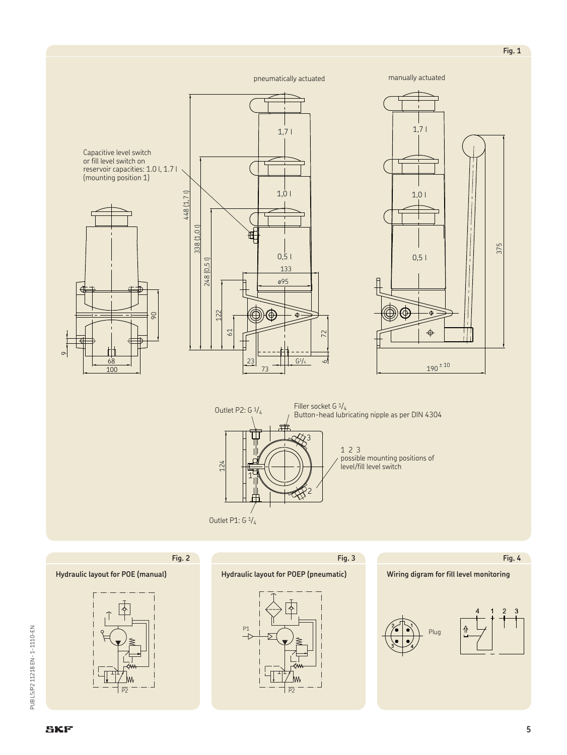Fig. 1

pneumatically actuated

manually actuated

Capacitive level switch or fill level switch on reservoir capacities: 1.0 l, 1.7 l (mounting position 1)

448 (1,7 l)

338 (1,0 l)

248 (0,5 l)

1,7 l

1,0 l

0,5 l

133

ø95

122

61

72

23

73

G1/4

6

90

9

68

100

375

190 ± 10

Outlet P2: G 1/4

Filler socket G 1/4
Button-head lubricating nipple as per DIN 4304

124

1 2 3
possible mounting positions of level/fill level switch

Outlet P1: G 1/4

Fig. 2

**Hydraulic layout for POE (manual)**

P2

Fig. 3

**Hydraulic layout for POEP (pneumatic)**

P1

P2

Fig. 4

**Wiring digram for fill level monitoring**

Plug

4 1 2 3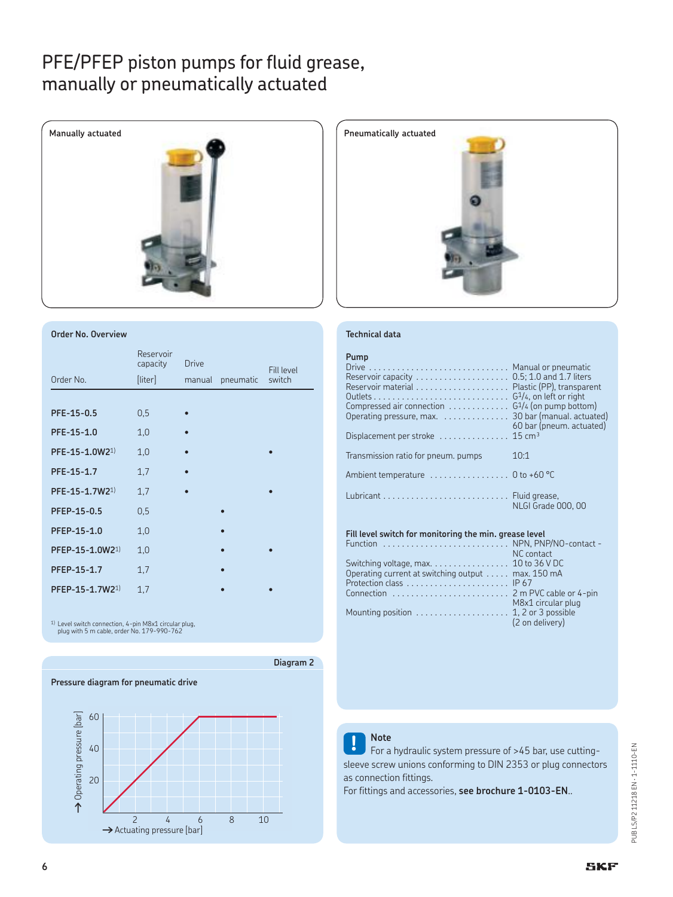# PFE/PFEP piston pumps for fluid grease, manually or pneumatically actuated

Manually actuated

Pneumatically actuated

### Order No. Overview

| Order No. | Reservoir capacity [liter] | Drive manual | Drive pneumatic | Fill level switch |
|---|---|---|---|---|
| **PFE-15-0.5** | 0,5 | • | | |
| **PFE-15-1.0** | 1,0 | • | | |
| **PFE-15-1.0W2**[1)] | 1,0 | • | | • |
| **PFE-15-1.7** | 1,7 | • | | |
| **PFE-15-1.7W2**[1)] | 1,7 | • | | • |
| **PFEP-15-0.5** | 0,5 | | • | |
| **PFEP-15-1.0** | 1,0 | | • | |
| **PFEP-15-1.0W2**[1)] | 1,0 | | • | • |
| **PFEP-15-1.7** | 1,7 | | • | |
| **PFEP-15-1.7W2**[1)] | 1,7 | | • | • |

[1)] Level switch connection, 4-pin M8x1 circular plug, plug with 5 m cable, order No. 179-990-762

### Technical data

**Pump**

| | |
|---|---|
| Drive | Manual or pneumatic |
| Reservoir capacity | 0.5; 1.0 and 1.7 liters |
| Reservoir material | Plastic (PP), transparent |
| Outlets | G1/4, on left or right |
| Compressed air connection | G1/4 (on pump bottom) |
| Operating pressure, max. | 30 bar (manual. actuated) 60 bar (pneum. actuated) |
| Displacement per stroke | 15 cm³ |
| Transmission ratio for pneum. pumps | 10:1 |
| Ambient temperature | 0 to +60 °C |
| Lubricant | Fluid grease, NLGI Grade 000, 00 |

**Fill level switch for monitoring the min. grease level**

| | |
|---|---|
| Function | NPN, PNP/NO-contact - NC contact |
| Switching voltage, max. | 10 to 36 V DC |
| Operating current at switching output | max. 150 mA |
| Protection class | IP 67 |
| Connection | 2 m PVC cable or 4-pin M8x1 circular plug |
| Mounting position | 1, 2 or 3 possible (2 on delivery) |

Diagram 2

**Pressure diagram for pneumatic drive**

↑ Operating pressure [bar] — → Actuating pressure [bar]

**Note**

For a hydraulic system pressure of >45 bar, use cutting-sleeve screw unions conforming to DIN 2353 or plug connectors as connection fittings.

For fittings and accessories, **see brochure 1-0103-EN**..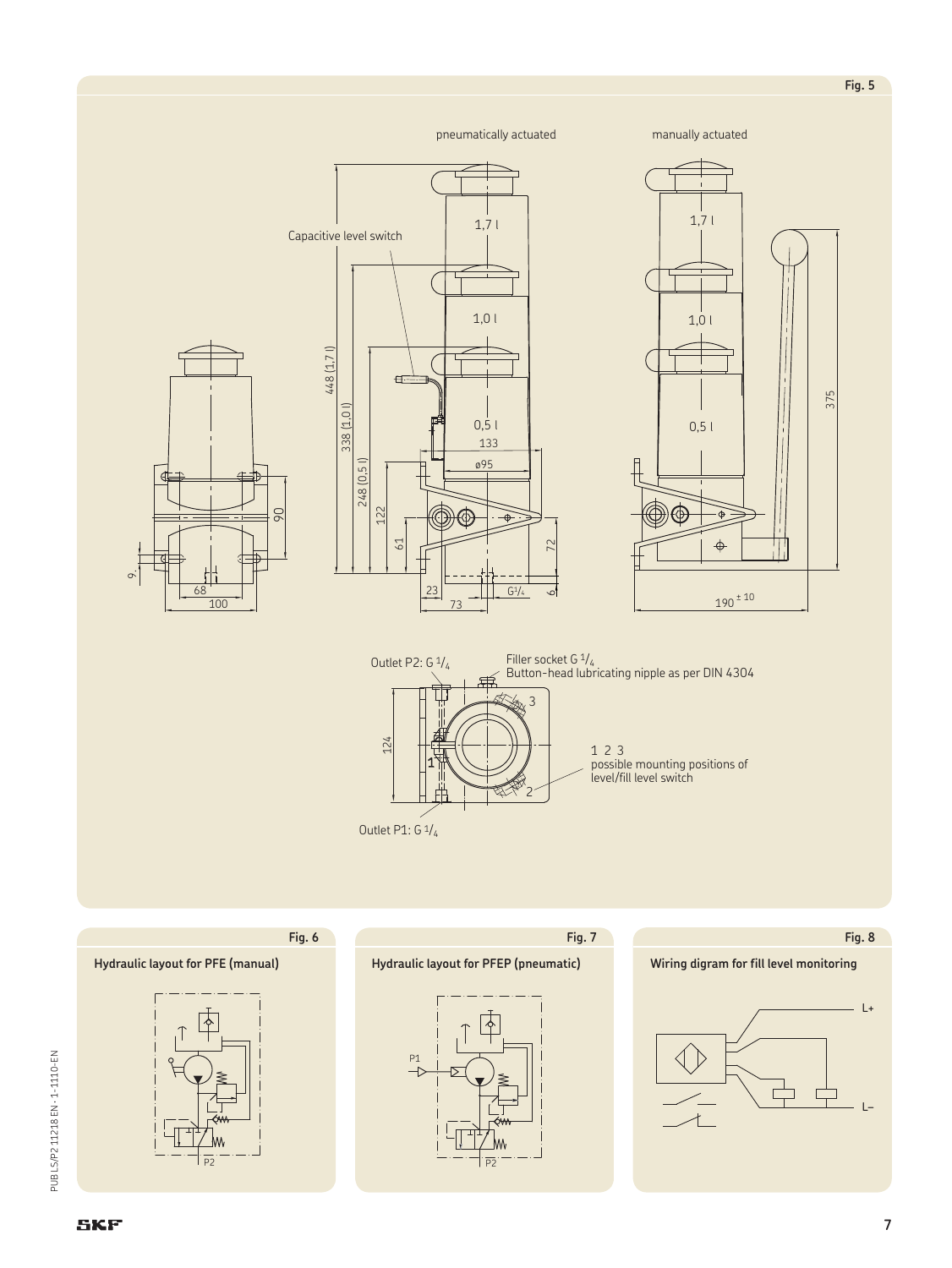Fig. 5

pneumatically actuated

manually actuated

Capacitive level switch

1,7 l

1,0 l

0,5 l

448 (1,7 l)

338 (1,0 l)

248 (0,5 l)

133

ø95

122

61

72

23

73

G¹/₄

6

375

190 ± 10

90

9

68

100

Outlet P2: G 1/4

Filler socket G 1/4
Button-head lubricating nipple as per DIN 4304

124

1 2 3
possible mounting positions of level/fill level switch

Outlet P1: G 1/4

Fig. 6

**Hydraulic layout for PFE (manual)**

P2

Fig. 7

**Hydraulic layout for PFEP (pneumatic)**

P1

P2

Fig. 8

**Wiring digram for fill level monitoring**

L+

L–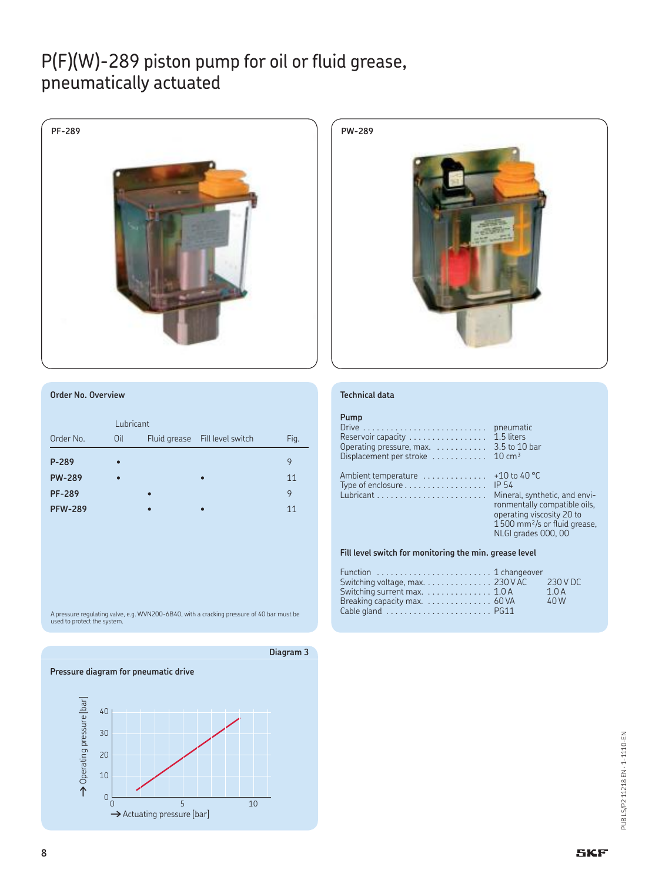# P(F)(W)-289 piston pump for oil or fluid grease, pneumatically actuated

PF-289

PW-289

## Order No. Overview

| Order No. | Lubricant Oil | Fluid grease | Fill level switch | Fig. |
|---|---|---|---|---|
| **P-289** | • | | | 9 |
| **PW-289** | • | | • | 11 |
| **PF-289** | | • | | 9 |
| **PFW-289** | | • | • | 11 |

A pressure regulating valve, e.g. WVN200-6B40, with a cracking pressure of 40 bar must be used to protect the system.

## Technical data

**Pump**

| | |
|---|---|
| Drive | pneumatic |
| Reservoir capacity | 1.5 liters |
| Operating pressure, max. | 3.5 to 10 bar |
| Displacement per stroke | 10 cm³ |
| Ambient temperature | +10 to 40 °C |
| Type of enclosure | IP 54 |
| Lubricant | Mineral, synthetic, and environmentally compatible oils, operating viscosity 20 to 1 500 mm²/s or fluid grease, NLGI grades 000, 00 |

**Fill level switch for monitoring the min. grease level**

| | | |
|---|---|---|
| Function | 1 changeover | |
| Switching voltage, max. | 230 V AC | 230 V DC |
| Switching surrent max. | 1.0 A | 1.0 A |
| Breaking capacity max. | 60 VA | 40 W |
| Cable gland | PG11 | |

## Diagram 3

**Pressure diagram for pneumatic drive**

↑ Operating pressure [bar] (0–40)

→ Actuating pressure [bar] (0–10)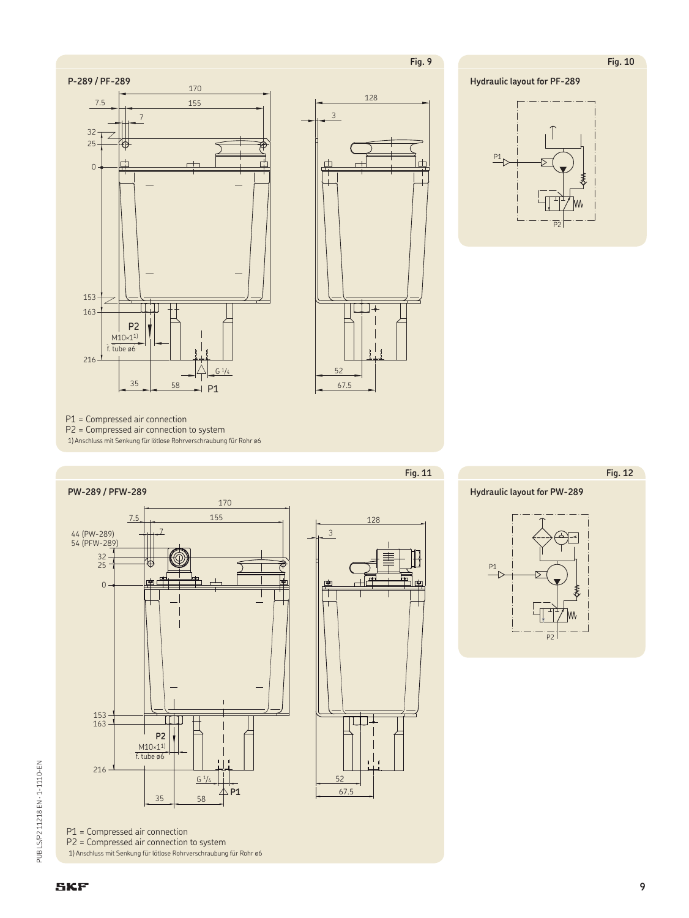Fig. 9

**P-289 / PF-289**

P1 = Compressed air connection
P2 = Compressed air connection to system
1) Anschluss mit Senkung für lötlose Rohrverschraubung für Rohr ø6

Fig. 10

**Hydraulic layout for PF-289**

Fig. 11

**PW-289 / PFW-289**

P1 = Compressed air connection
P2 = Compressed air connection to system
1) Anschluss mit Senkung für lötlose Rohrverschraubung für Rohr ø6

Fig. 12

**Hydraulic layout for PW-289**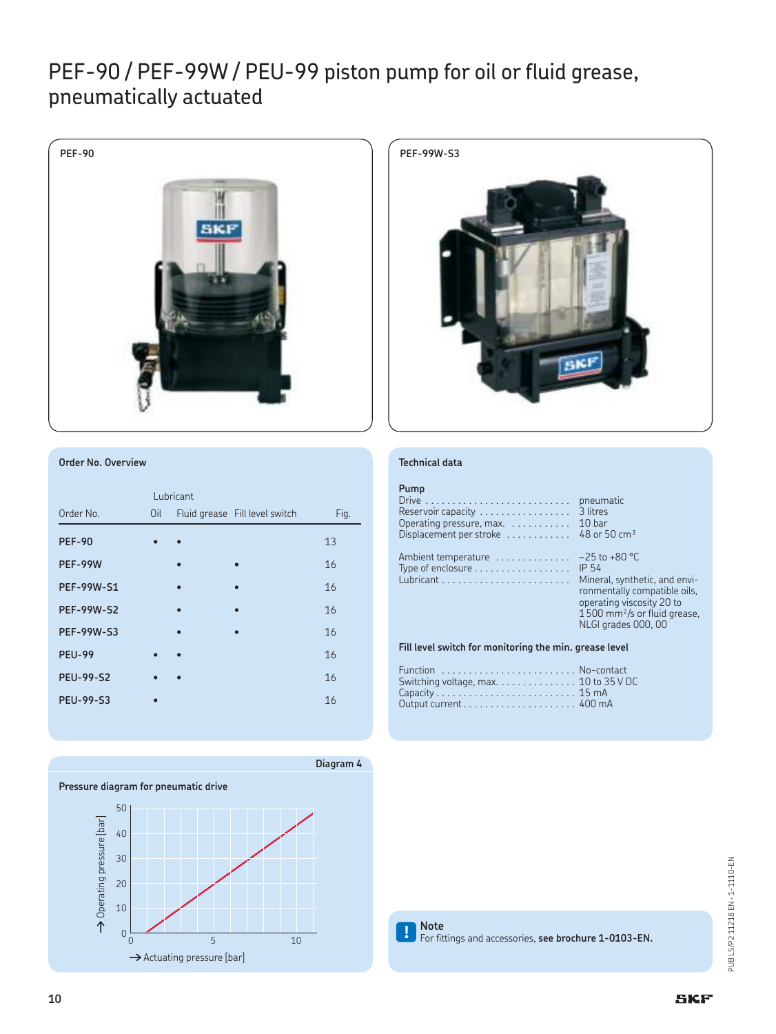# PEF-90 / PEF-99W / PEU-99 piston pump for oil or fluid grease, pneumatically actuated

PEF-90

PEF-99W-S3

## Order No. Overview

| Order No. | Lubricant Oil | Lubricant Fluid grease | Fill level switch | Fig. |
|---|---|---|---|---|
| **PEF-90** | • | • | | 13 |
| **PEF-99W** | | • | • | 16 |
| **PEF-99W-S1** | | • | • | 16 |
| **PEF-99W-S2** | | • | • | 16 |
| **PEF-99W-S3** | | • | • | 16 |
| **PEU-99** | • | • | | 16 |
| **PEU-99-S2** | • | • | | 16 |
| **PEU-99-S3** | • | | | 16 |

## Technical data

**Pump**

| | |
|---|---|
| Drive | pneumatic |
| Reservoir capacity | 3 litres |
| Operating pressure, max. | 10 bar |
| Displacement per stroke | 48 or 50 cm³ |
| Ambient temperature | −25 to +80 °C |
| Type of enclosure | IP 54 |
| Lubricant | Mineral, synthetic, and environmentally compatible oils, operating viscosity 20 to 1 500 mm²/s or fluid grease, NLGI grades 000, 00 |

**Fill level switch for monitoring the min. grease level**

| | |
|---|---|
| Function | No-contact |
| Switching voltage, max. | 10 to 35 V DC |
| Capacity | 15 mA |
| Output current | 400 mA |

**Diagram 4**

**Pressure diagram for pneumatic drive**

Operating pressure [bar] (0–50) vs. Actuating pressure [bar] (0–10)

**Note**
For fittings and accessories, **see brochure 1-0103-EN.**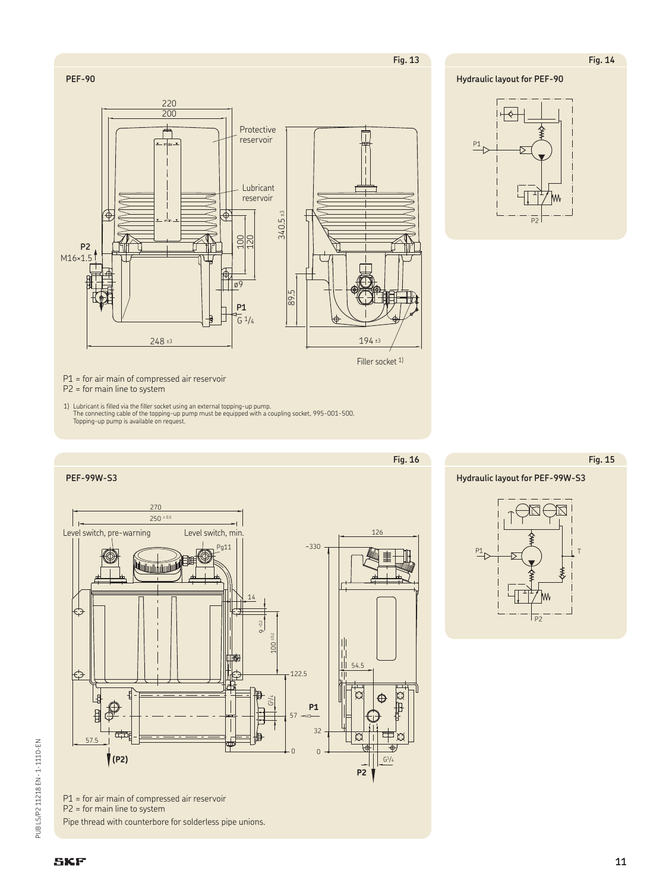Fig. 13

**PEF-90**

P1 = for air main of compressed air reservoir
P2 = for main line to system

1) Lubricant is filled via the filler socket using an external topping-up pump.
The connecting cable of the topping-up pump must be equipped with a coupling socket, 995-001-500.
Topping-up pump is available on request.

Fig. 14

**Hydraulic layout for PEF-90**

Fig. 16

**PEF-99W-S3**

P1 = for air main of compressed air reservoir
P2 = for main line to system
Pipe thread with counterbore for solderless pipe unions.

Fig. 15

**Hydraulic layout for PEF-99W-S3**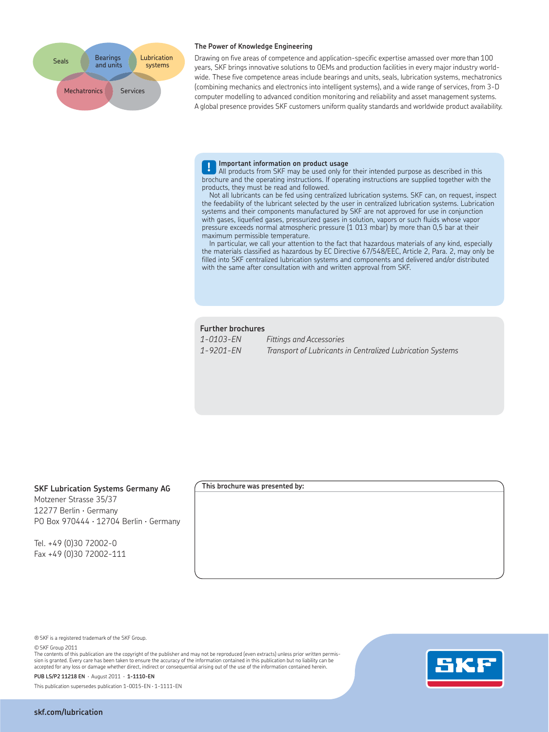Seals
Bearings and units
Lubrication systems
Mechatronics
Services

**The Power of Knowledge Engineering**

Drawing on five areas of competence and application-specific expertise amassed over more than 100 years, SKF brings innovative solutions to OEMs and production facilities in every major industry world-wide. These five competence areas include bearings and units, seals, lubrication systems, mechatronics (combining mechanics and electronics into intelligent systems), and a wide range of services, from 3-D computer modelling to advanced condition monitoring and reliability and asset management systems. A global presence provides SKF customers uniform quality standards and worldwide product availability.

**Important information on product usage**

All products from SKF may be used only for their intended purpose as described in this brochure and the operating instructions. If operating instructions are supplied together with the products, they must be read and followed.

Not all lubricants can be fed using centralized lubrication systems. SKF can, on request, inspect the feedability of the lubricant selected by the user in centralized lubrication systems. Lubrication systems and their components manufactured by SKF are not approved for use in conjunction with gases, liquefied gases, pressurized gases in solution, vapors or such fluids whose vapor pressure exceeds normal atmospheric pressure (1 013 mbar) by more than 0,5 bar at their maximum permissible temperature.

In particular, we call your attention to the fact that hazardous materials of any kind, especially the materials classified as hazardous by EC Directive 67/548/EEC, Article 2, Para. 2, may only be filled into SKF centralized lubrication systems and components and delivered and/or distributed with the same after consultation with and written approval from SKF.

**Further brochures**

| | |
|---|---|
| *1-0103-EN* | *Fittings and Accessories* |
| *1-9201-EN* | *Transport of Lubricants in Centralized Lubrication Systems* |

**SKF Lubrication Systems Germany AG**
Motzener Strasse 35/37
12277 Berlin · Germany
PO Box 970444 · 12704 Berlin · Germany

Tel. +49 (0)30 72002-0
Fax +49 (0)30 72002-111

**This brochure was presented by:**

® SKF is a registered trademark of the SKF Group.

© SKF Group 2011
The contents of this publication are the copyright of the publisher and may not be reproduced (even extracts) unless prior written permission is granted. Every care has been taken to ensure the accuracy of the information contained in this publication but no liability can be accepted for any loss or damage whether direct, indirect or consequential arising out of the use of the information contained herein.

**PUB LS/P2 11218 EN** · August 2011 · **1-1110-EN**

This publication supersedes publication 1-0015-EN · 1-1111-EN

**skf.com/lubrication**